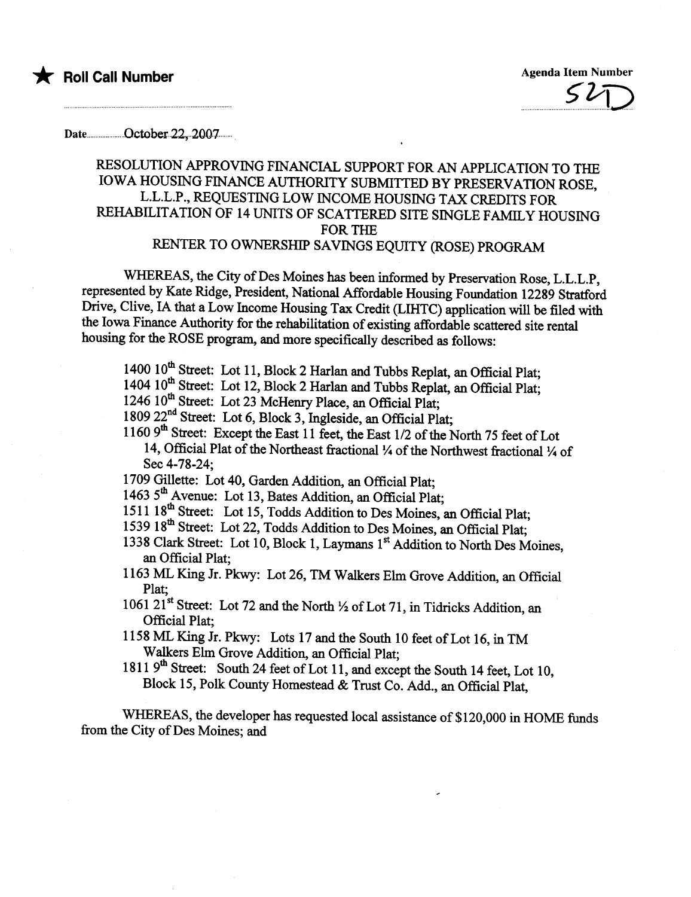★ **Roll Call Number**

Agenda Item Number

52D

Date October 22, 2007

## RESOLUTION APPROVING FINANCIAL SUPPORT FOR AN APPLICATION TO THE IOWA HOUSING FINANCE AUTHORITY SUBMITTED BY PRESERVATION ROSE, L.L.L.P., REQUESTING LOW INCOME HOUSING TAX CREDITS FOR REHABILITATION OF 14 UNITS OF SCATTERED SITE SINGLE FAMILY HOUSING FOR THE RENTER TO OWNERSHIP SAVINGS EQUITY (ROSE) PROGRAM

WHEREAS, the City of Des Moines has been informed by Preservation Rose, L.L.L.P, represented by Kate Ridge, President, National Affordable Housing Foundation 12289 Stratford Drive, Clive, IA that a Low Income Housing Tax Credit (LIHTC) application will be filed with the Iowa Finance Authority for the rehabilitation of existing affordable scattered site rental housing for the ROSE program, and more specifically described as follows:

1400 10th Street: Lot 11, Block 2 Harlan and Tubbs Replat, an Official Plat;
1404 10th Street: Lot 12, Block 2 Harlan and Tubbs Replat, an Official Plat;
1246 10th Street: Lot 23 McHenry Place, an Official Plat;
1809 22nd Street: Lot 6, Block 3, Ingleside, an Official Plat;
1160 9th Street: Except the East 11 feet, the East 1/2 of the North 75 feet of Lot 14, Official Plat of the Northeast fractional ¼ of the Northwest fractional ¼ of Sec 4-78-24;
1709 Gillette: Lot 40, Garden Addition, an Official Plat;
1463 5th Avenue: Lot 13, Bates Addition, an Official Plat;
1511 18th Street: Lot 15, Todds Addition to Des Moines, an Official Plat;
1539 18th Street: Lot 22, Todds Addition to Des Moines, an Official Plat;
1338 Clark Street: Lot 10, Block 1, Laymans 1st Addition to North Des Moines, an Official Plat;
1163 ML King Jr. Pkwy: Lot 26, TM Walkers Elm Grove Addition, an Official Plat;
1061 21st Street: Lot 72 and the North ½ of Lot 71, in Tidricks Addition, an Official Plat;
1158 ML King Jr. Pkwy: Lots 17 and the South 10 feet of Lot 16, in TM Walkers Elm Grove Addition, an Official Plat;
1811 9th Street: South 24 feet of Lot 11, and except the South 14 feet, Lot 10, Block 15, Polk County Homestead & Trust Co. Add., an Official Plat,

WHEREAS, the developer has requested local assistance of $120,000 in HOME funds from the City of Des Moines; and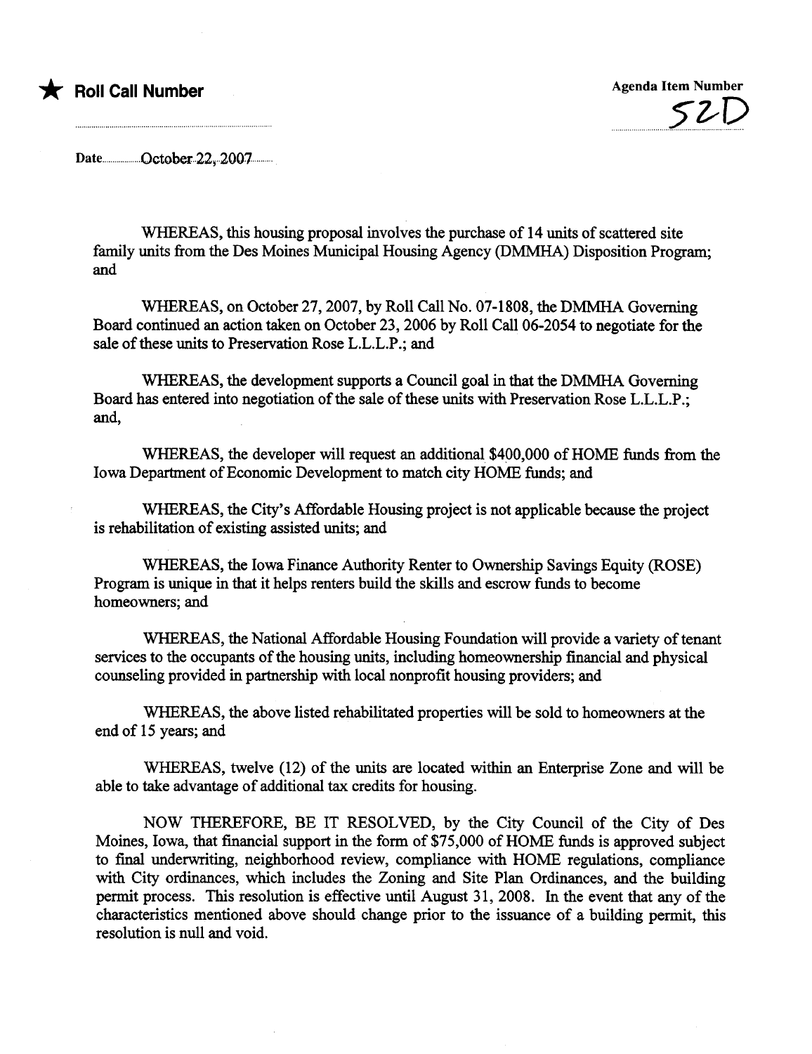★ **Roll Call Number**

Agenda Item Number

52D

Date October 22, 2007

WHEREAS, this housing proposal involves the purchase of 14 units of scattered site family units from the Des Moines Municipal Housing Agency (DMMHA) Disposition Program; and

WHEREAS, on October 27, 2007, by Roll Call No. 07-1808, the DMMHA Governing Board continued an action taken on October 23, 2006 by Roll Call 06-2054 to negotiate for the sale of these units to Preservation Rose L.L.L.P.; and

WHEREAS, the development supports a Council goal in that the DMMHA Governing Board has entered into negotiation of the sale of these units with Preservation Rose L.L.L.P.; and,

WHEREAS, the developer will request an additional $400,000 of HOME funds from the Iowa Department of Economic Development to match city HOME funds; and

WHEREAS, the City's Affordable Housing project is not applicable because the project is rehabilitation of existing assisted units; and

WHEREAS, the Iowa Finance Authority Renter to Ownership Savings Equity (ROSE) Program is unique in that it helps renters build the skills and escrow funds to become homeowners; and

WHEREAS, the National Affordable Housing Foundation will provide a variety of tenant services to the occupants of the housing units, including homeownership financial and physical counseling provided in partnership with local nonprofit housing providers; and

WHEREAS, the above listed rehabilitated properties will be sold to homeowners at the end of 15 years; and

WHEREAS, twelve (12) of the units are located within an Enterprise Zone and will be able to take advantage of additional tax credits for housing.

NOW THEREFORE, BE IT RESOLVED, by the City Council of the City of Des Moines, Iowa, that financial support in the form of $75,000 of HOME funds is approved subject to final underwriting, neighborhood review, compliance with HOME regulations, compliance with City ordinances, which includes the Zoning and Site Plan Ordinances, and the building permit process. This resolution is effective until August 31, 2008. In the event that any of the characteristics mentioned above should change prior to the issuance of a building permit, this resolution is null and void.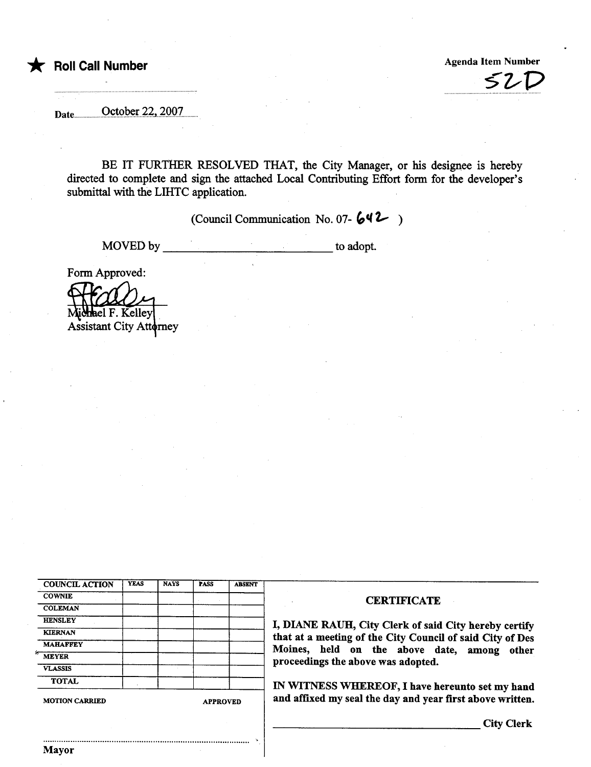★ **Roll Call Number**

Agenda Item Number

52D

Date October 22, 2007

BE IT FURTHER RESOLVED THAT, the City Manager, or his designee is hereby directed to complete and sign the attached Local Contributing Effort form for the developer's submittal with the LIHTC application.

(Council Communication No. 07- 642 )

MOVED by ____________________________ to adopt.

Form Approved:

Michael F. Kelley
Assistant City Attorney

| COUNCIL ACTION | YEAS | NAYS | PASS | ABSENT |
|---|---|---|---|---|
| COWNIE | | | | |
| COLEMAN | | | | |
| HENSLEY | | | | |
| KIERNAN | | | | |
| MAHAFFEY | | | | |
| MEYER | | | | |
| VLASSIS | | | | |
| TOTAL | | | | |

MOTION CARRIED APPROVED

..................................................
Mayor

**CERTIFICATE**

**I, DIANE RAUH, City Clerk of said City hereby certify that at a meeting of the City Council of said City of Des Moines, held on the above date, among other proceedings the above was adopted.**

**IN WITNESS WHEREOF, I have hereunto set my hand and affixed my seal the day and year first above written.**

______________________________ **City Clerk**